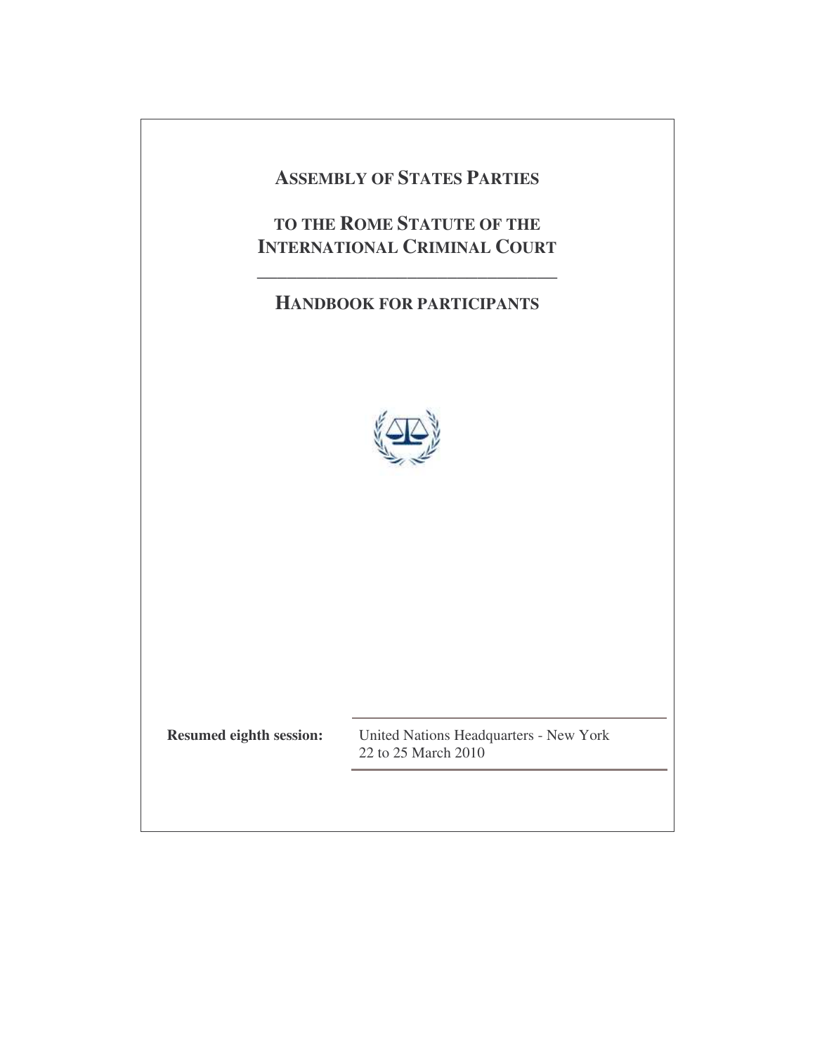# ASSEMBLY OF STATES PARTIES

# TO THE ROME STATUTE OF THE INTERNATIONAL CRIMINAL COURT

---

## HANDBOOK FOR PARTICIPANTS

**Resumed eighth session:** United Nations Headquarters - New York
22 to 25 March 2010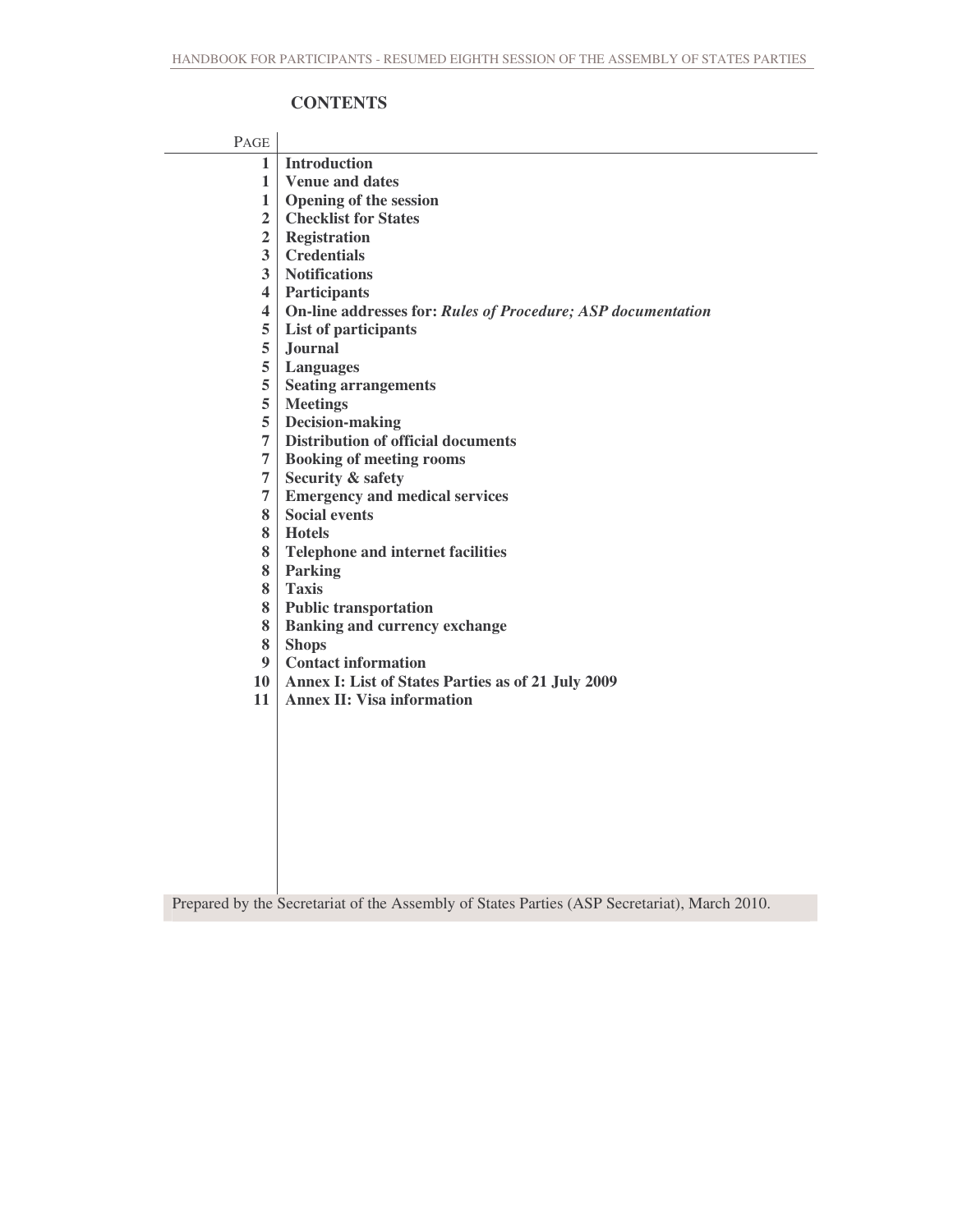## CONTENTS

| PAGE | |
|---|---|
| 1 | **Introduction** |
| 1 | **Venue and dates** |
| 1 | **Opening of the session** |
| 2 | **Checklist for States** |
| 2 | **Registration** |
| 3 | **Credentials** |
| 3 | **Notifications** |
| 4 | **Participants** |
| 4 | **On-line addresses for: *Rules of Procedure; ASP documentation*** |
| 5 | **List of participants** |
| 5 | **Journal** |
| 5 | **Languages** |
| 5 | **Seating arrangements** |
| 5 | **Meetings** |
| 5 | **Decision-making** |
| 7 | **Distribution of official documents** |
| 7 | **Booking of meeting rooms** |
| 7 | **Security & safety** |
| 7 | **Emergency and medical services** |
| 8 | **Social events** |
| 8 | **Hotels** |
| 8 | **Telephone and internet facilities** |
| 8 | **Parking** |
| 8 | **Taxis** |
| 8 | **Public transportation** |
| 8 | **Banking and currency exchange** |
| 8 | **Shops** |
| 9 | **Contact information** |
| 10 | **Annex I: List of States Parties as of 21 July 2009** |
| 11 | **Annex II: Visa information** |

Prepared by the Secretariat of the Assembly of States Parties (ASP Secretariat), March 2010.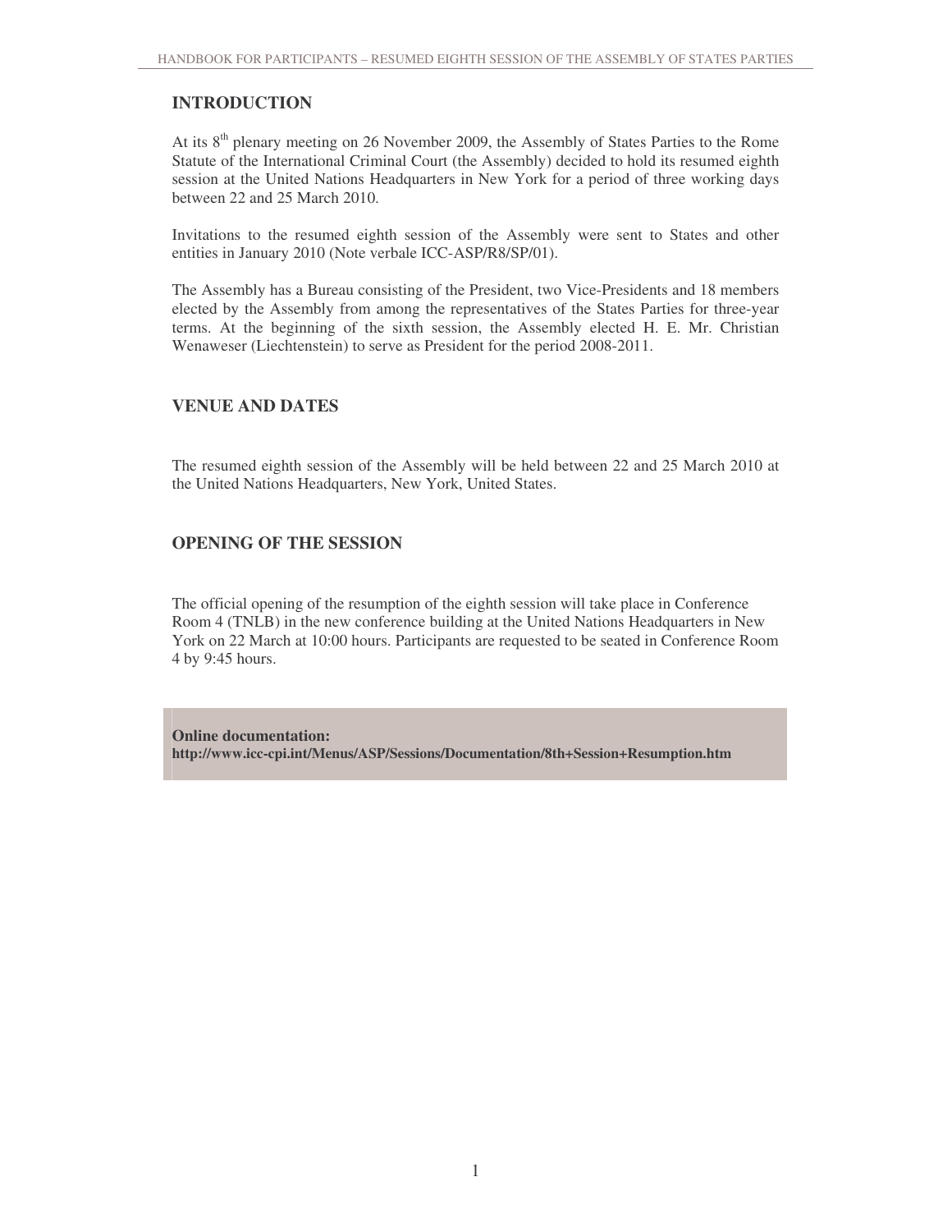## INTRODUCTION

At its 8th plenary meeting on 26 November 2009, the Assembly of States Parties to the Rome Statute of the International Criminal Court (the Assembly) decided to hold its resumed eighth session at the United Nations Headquarters in New York for a period of three working days between 22 and 25 March 2010.

Invitations to the resumed eighth session of the Assembly were sent to States and other entities in January 2010 (Note verbale ICC-ASP/R8/SP/01).

The Assembly has a Bureau consisting of the President, two Vice-Presidents and 18 members elected by the Assembly from among the representatives of the States Parties for three-year terms. At the beginning of the sixth session, the Assembly elected H. E. Mr. Christian Wenaweser (Liechtenstein) to serve as President for the period 2008-2011.

## VENUE AND DATES

The resumed eighth session of the Assembly will be held between 22 and 25 March 2010 at the United Nations Headquarters, New York, United States.

## OPENING OF THE SESSION

The official opening of the resumption of the eighth session will take place in Conference Room 4 (TNLB) in the new conference building at the United Nations Headquarters in New York on 22 March at 10:00 hours. Participants are requested to be seated in Conference Room 4 by 9:45 hours.

**Online documentation:**
**http://www.icc-cpi.int/Menus/ASP/Sessions/Documentation/8th+Session+Resumption.htm**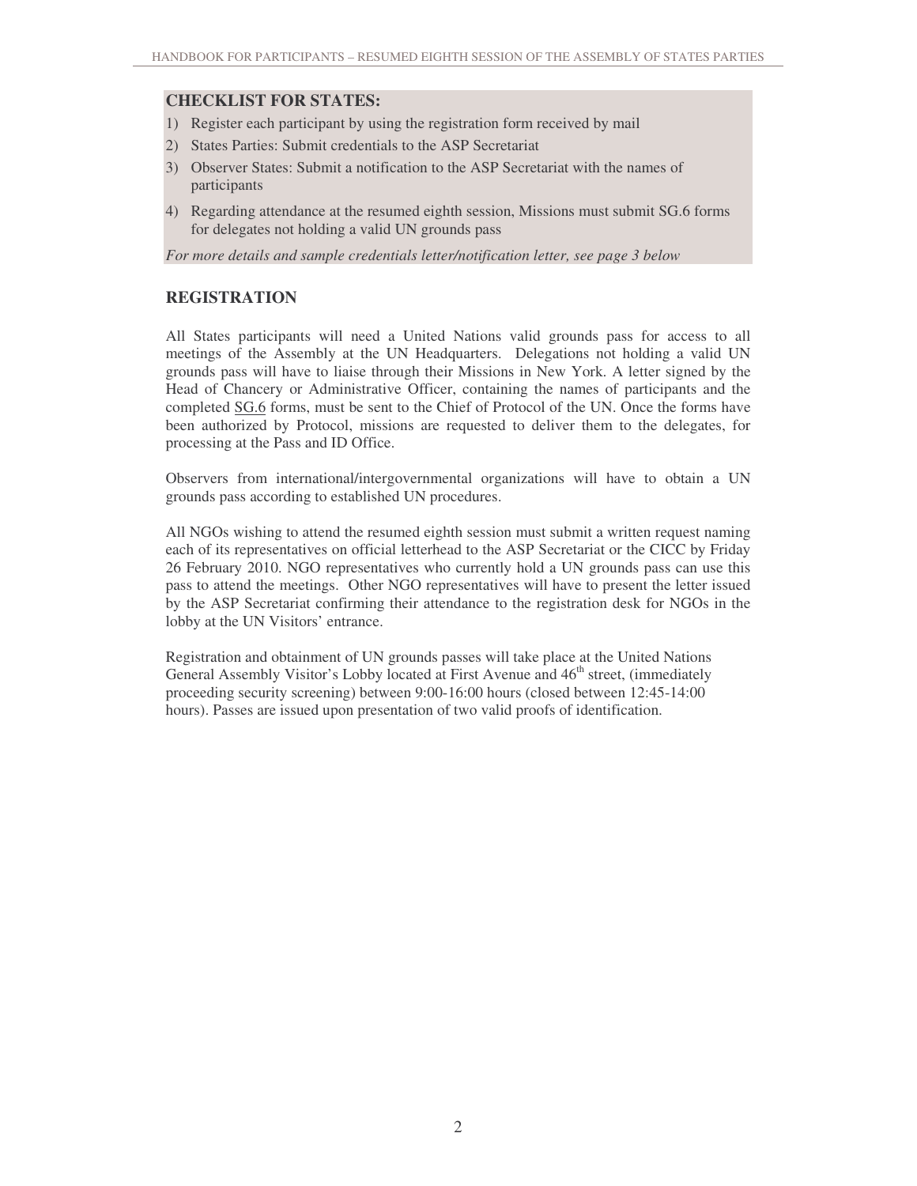**CHECKLIST FOR STATES:**

1) Register each participant by using the registration form received by mail
2) States Parties: Submit credentials to the ASP Secretariat
3) Observer States: Submit a notification to the ASP Secretariat with the names of participants
4) Regarding attendance at the resumed eighth session, Missions must submit SG.6 forms for delegates not holding a valid UN grounds pass

*For more details and sample credentials letter/notification letter, see page 3 below*

## REGISTRATION

All States participants will need a United Nations valid grounds pass for access to all meetings of the Assembly at the UN Headquarters. Delegations not holding a valid UN grounds pass will have to liaise through their Missions in New York. A letter signed by the Head of Chancery or Administrative Officer, containing the names of participants and the completed SG.6 forms, must be sent to the Chief of Protocol of the UN. Once the forms have been authorized by Protocol, missions are requested to deliver them to the delegates, for processing at the Pass and ID Office.

Observers from international/intergovernmental organizations will have to obtain a UN grounds pass according to established UN procedures.

All NGOs wishing to attend the resumed eighth session must submit a written request naming each of its representatives on official letterhead to the ASP Secretariat or the CICC by Friday 26 February 2010. NGO representatives who currently hold a UN grounds pass can use this pass to attend the meetings. Other NGO representatives will have to present the letter issued by the ASP Secretariat confirming their attendance to the registration desk for NGOs in the lobby at the UN Visitors' entrance.

Registration and obtainment of UN grounds passes will take place at the United Nations General Assembly Visitor's Lobby located at First Avenue and 46th street, (immediately proceeding security screening) between 9:00-16:00 hours (closed between 12:45-14:00 hours). Passes are issued upon presentation of two valid proofs of identification.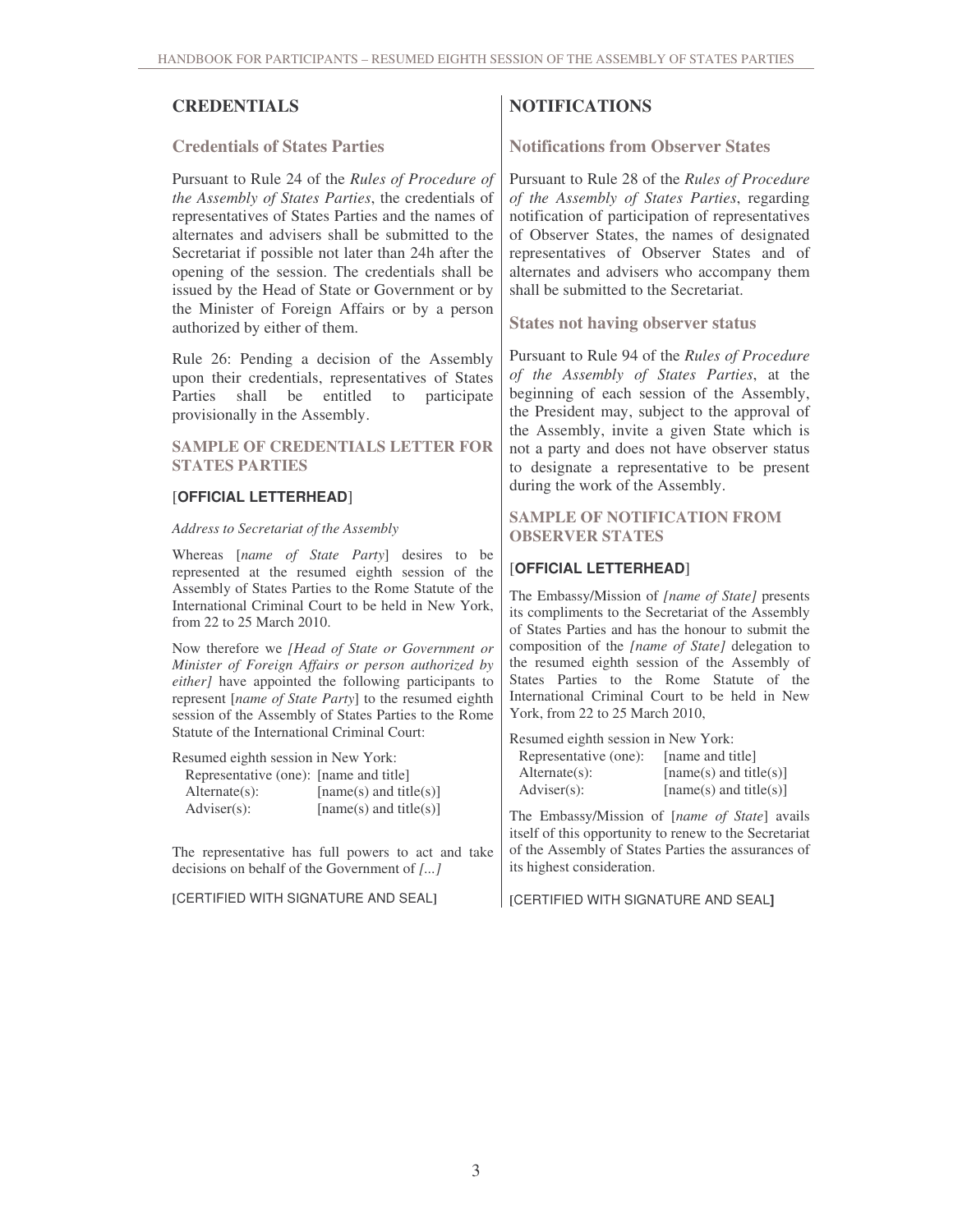# CREDENTIALS

## Credentials of States Parties

Pursuant to Rule 24 of the *Rules of Procedure of the Assembly of States Parties*, the credentials of representatives of States Parties and the names of alternates and advisers shall be submitted to the Secretariat if possible not later than 24h after the opening of the session. The credentials shall be issued by the Head of State or Government or by the Minister of Foreign Affairs or by a person authorized by either of them.

Rule 26: Pending a decision of the Assembly upon their credentials, representatives of States Parties shall be entitled to participate provisionally in the Assembly.

### SAMPLE OF CREDENTIALS LETTER FOR STATES PARTIES

[**OFFICIAL LETTERHEAD**]

*Address to Secretariat of the Assembly*

Whereas [*name of State Party*] desires to be represented at the resumed eighth session of the Assembly of States Parties to the Rome Statute of the International Criminal Court to be held in New York, from 22 to 25 March 2010.

Now therefore we *[Head of State or Government or Minister of Foreign Affairs or person authorized by either]* have appointed the following participants to represent [*name of State Party*] to the resumed eighth session of the Assembly of States Parties to the Rome Statute of the International Criminal Court:

Resumed eighth session in New York:

| | |
|---|---|
| Representative (one): | [name and title] |
| Alternate(s): | [name(s) and title(s)] |
| Adviser(s): | [name(s) and title(s)] |

The representative has full powers to act and take decisions on behalf of the Government of *[...]*

[CERTIFIED WITH SIGNATURE AND SEAL]

# NOTIFICATIONS

## Notifications from Observer States

Pursuant to Rule 28 of the *Rules of Procedure of the Assembly of States Parties*, regarding notification of participation of representatives of Observer States, the names of designated representatives of Observer States and of alternates and advisers who accompany them shall be submitted to the Secretariat.

## States not having observer status

Pursuant to Rule 94 of the *Rules of Procedure of the Assembly of States Parties*, at the beginning of each session of the Assembly, the President may, subject to the approval of the Assembly, invite a given State which is not a party and does not have observer status to designate a representative to be present during the work of the Assembly.

### SAMPLE OF NOTIFICATION FROM OBSERVER STATES

[**OFFICIAL LETTERHEAD**]

The Embassy/Mission of *[name of State]* presents its compliments to the Secretariat of the Assembly of States Parties and has the honour to submit the composition of the *[name of State]* delegation to the resumed eighth session of the Assembly of States Parties to the Rome Statute of the International Criminal Court to be held in New York, from 22 to 25 March 2010,

Resumed eighth session in New York:

| | |
|---|---|
| Representative (one): | [name and title] |
| Alternate(s): | [name(s) and title(s)] |
| Adviser(s): | [name(s) and title(s)] |

The Embassy/Mission of [*name of State*] avails itself of this opportunity to renew to the Secretariat of the Assembly of States Parties the assurances of its highest consideration.

[CERTIFIED WITH SIGNATURE AND SEAL]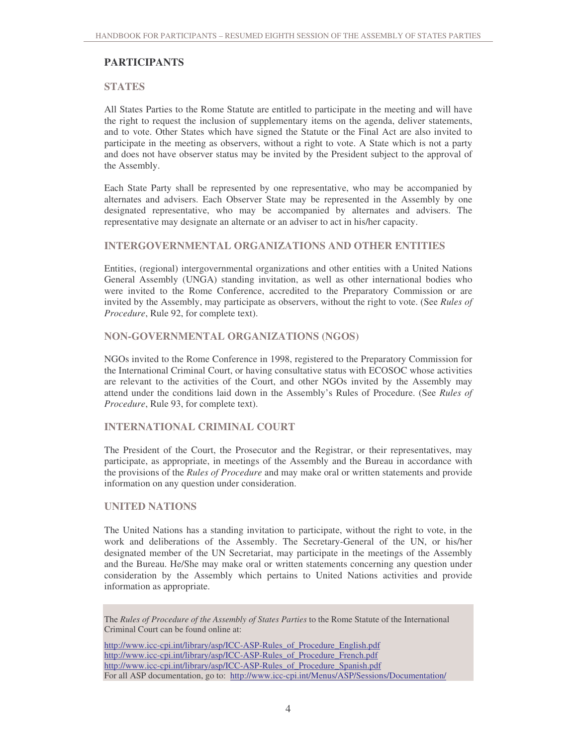## PARTICIPANTS

### STATES

All States Parties to the Rome Statute are entitled to participate in the meeting and will have the right to request the inclusion of supplementary items on the agenda, deliver statements, and to vote. Other States which have signed the Statute or the Final Act are also invited to participate in the meeting as observers, without a right to vote. A State which is not a party and does not have observer status may be invited by the President subject to the approval of the Assembly.

Each State Party shall be represented by one representative, who may be accompanied by alternates and advisers. Each Observer State may be represented in the Assembly by one designated representative, who may be accompanied by alternates and advisers. The representative may designate an alternate or an adviser to act in his/her capacity.

### INTERGOVERNMENTAL ORGANIZATIONS AND OTHER ENTITIES

Entities, (regional) intergovernmental organizations and other entities with a United Nations General Assembly (UNGA) standing invitation, as well as other international bodies who were invited to the Rome Conference, accredited to the Preparatory Commission or are invited by the Assembly, may participate as observers, without the right to vote. (See *Rules of Procedure*, Rule 92, for complete text).

### NON-GOVERNMENTAL ORGANIZATIONS (NGOS)

NGOs invited to the Rome Conference in 1998, registered to the Preparatory Commission for the International Criminal Court, or having consultative status with ECOSOC whose activities are relevant to the activities of the Court, and other NGOs invited by the Assembly may attend under the conditions laid down in the Assembly's Rules of Procedure. (See *Rules of Procedure*, Rule 93, for complete text).

### INTERNATIONAL CRIMINAL COURT

The President of the Court, the Prosecutor and the Registrar, or their representatives, may participate, as appropriate, in meetings of the Assembly and the Bureau in accordance with the provisions of the *Rules of Procedure* and may make oral or written statements and provide information on any question under consideration.

### UNITED NATIONS

The United Nations has a standing invitation to participate, without the right to vote, in the work and deliberations of the Assembly. The Secretary-General of the UN, or his/her designated member of the UN Secretariat, may participate in the meetings of the Assembly and the Bureau. He/She may make oral or written statements concerning any question under consideration by the Assembly which pertains to United Nations activities and provide information as appropriate.

The *Rules of Procedure of the Assembly of States Parties* to the Rome Statute of the International Criminal Court can be found online at:

http://www.icc-cpi.int/library/asp/ICC-ASP-Rules_of_Procedure_English.pdf
http://www.icc-cpi.int/library/asp/ICC-ASP-Rules_of_Procedure_French.pdf
http://www.icc-cpi.int/library/asp/ICC-ASP-Rules_of_Procedure_Spanish.pdf
For all ASP documentation, go to: http://www.icc-cpi.int/Menus/ASP/Sessions/Documentation/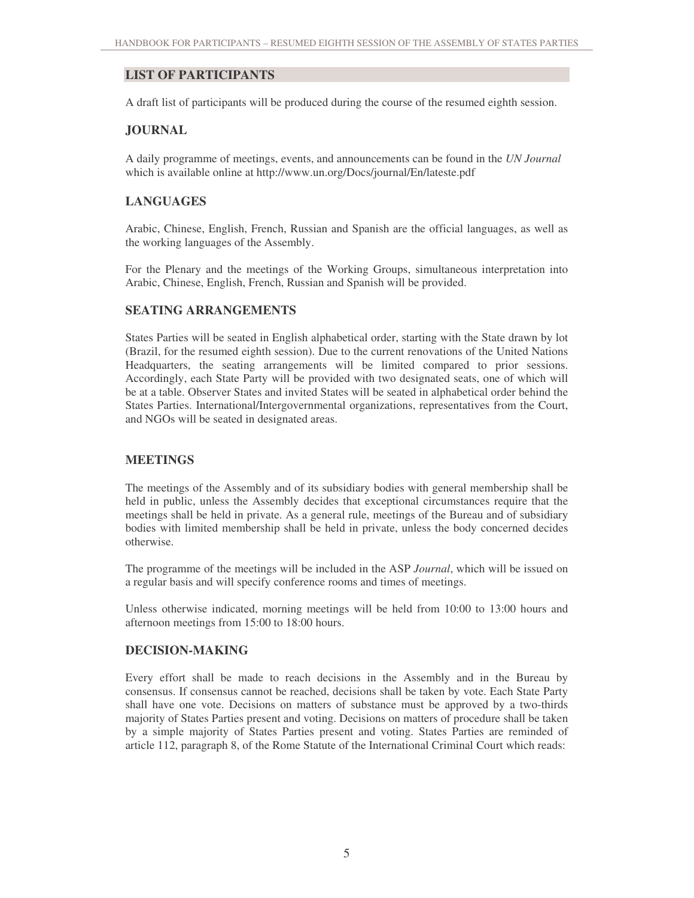## LIST OF PARTICIPANTS

A draft list of participants will be produced during the course of the resumed eighth session.

## JOURNAL

A daily programme of meetings, events, and announcements can be found in the *UN Journal* which is available online at http://www.un.org/Docs/journal/En/lateste.pdf

## LANGUAGES

Arabic, Chinese, English, French, Russian and Spanish are the official languages, as well as the working languages of the Assembly.

For the Plenary and the meetings of the Working Groups, simultaneous interpretation into Arabic, Chinese, English, French, Russian and Spanish will be provided.

## SEATING ARRANGEMENTS

States Parties will be seated in English alphabetical order, starting with the State drawn by lot (Brazil, for the resumed eighth session). Due to the current renovations of the United Nations Headquarters, the seating arrangements will be limited compared to prior sessions. Accordingly, each State Party will be provided with two designated seats, one of which will be at a table. Observer States and invited States will be seated in alphabetical order behind the States Parties. International/Intergovernmental organizations, representatives from the Court, and NGOs will be seated in designated areas.

## MEETINGS

The meetings of the Assembly and of its subsidiary bodies with general membership shall be held in public, unless the Assembly decides that exceptional circumstances require that the meetings shall be held in private. As a general rule, meetings of the Bureau and of subsidiary bodies with limited membership shall be held in private, unless the body concerned decides otherwise.

The programme of the meetings will be included in the ASP *Journal*, which will be issued on a regular basis and will specify conference rooms and times of meetings.

Unless otherwise indicated, morning meetings will be held from 10:00 to 13:00 hours and afternoon meetings from 15:00 to 18:00 hours.

## DECISION-MAKING

Every effort shall be made to reach decisions in the Assembly and in the Bureau by consensus. If consensus cannot be reached, decisions shall be taken by vote. Each State Party shall have one vote. Decisions on matters of substance must be approved by a two-thirds majority of States Parties present and voting. Decisions on matters of procedure shall be taken by a simple majority of States Parties present and voting. States Parties are reminded of article 112, paragraph 8, of the Rome Statute of the International Criminal Court which reads: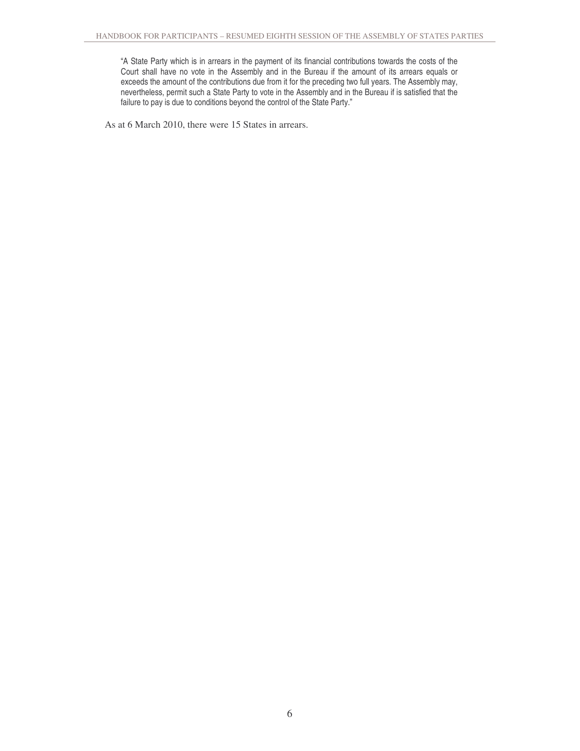> "A State Party which is in arrears in the payment of its financial contributions towards the costs of the Court shall have no vote in the Assembly and in the Bureau if the amount of its arrears equals or exceeds the amount of the contributions due from it for the preceding two full years. The Assembly may, nevertheless, permit such a State Party to vote in the Assembly and in the Bureau if is satisfied that the failure to pay is due to conditions beyond the control of the State Party."

As at 6 March 2010, there were 15 States in arrears.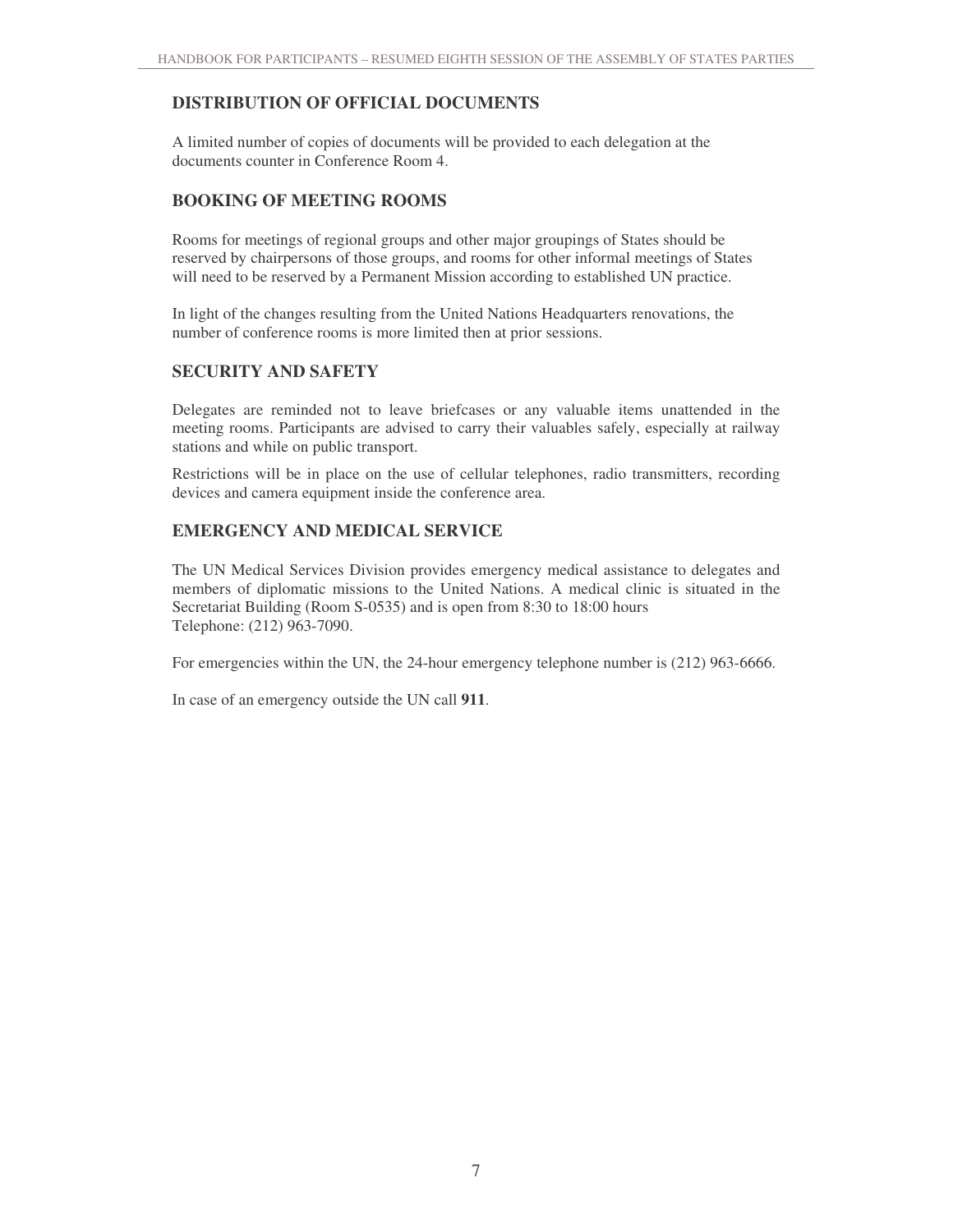## DISTRIBUTION OF OFFICIAL DOCUMENTS

A limited number of copies of documents will be provided to each delegation at the documents counter in Conference Room 4.

## BOOKING OF MEETING ROOMS

Rooms for meetings of regional groups and other major groupings of States should be reserved by chairpersons of those groups, and rooms for other informal meetings of States will need to be reserved by a Permanent Mission according to established UN practice.

In light of the changes resulting from the United Nations Headquarters renovations, the number of conference rooms is more limited then at prior sessions.

## SECURITY AND SAFETY

Delegates are reminded not to leave briefcases or any valuable items unattended in the meeting rooms. Participants are advised to carry their valuables safely, especially at railway stations and while on public transport.

Restrictions will be in place on the use of cellular telephones, radio transmitters, recording devices and camera equipment inside the conference area.

## EMERGENCY AND MEDICAL SERVICE

The UN Medical Services Division provides emergency medical assistance to delegates and members of diplomatic missions to the United Nations. A medical clinic is situated in the Secretariat Building (Room S-0535) and is open from 8:30 to 18:00 hours
Telephone: (212) 963-7090.

For emergencies within the UN, the 24-hour emergency telephone number is (212) 963-6666.

In case of an emergency outside the UN call **911**.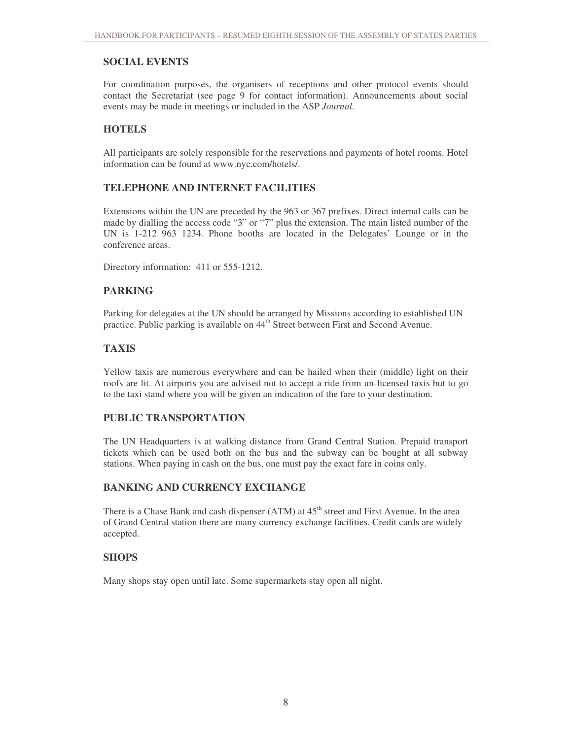## SOCIAL EVENTS

For coordination purposes, the organisers of receptions and other protocol events should contact the Secretariat (see page 9 for contact information). Announcements about social events may be made in meetings or included in the ASP *Journal*.

## HOTELS

All participants are solely responsible for the reservations and payments of hotel rooms. Hotel information can be found at www.nyc.com/hotels/.

## TELEPHONE AND INTERNET FACILITIES

Extensions within the UN are preceded by the 963 or 367 prefixes. Direct internal calls can be made by dialling the access code "3" or "7" plus the extension. The main listed number of the UN is 1-212 963 1234. Phone booths are located in the Delegates' Lounge or in the conference areas.

Directory information: 411 or 555-1212.

## PARKING

Parking for delegates at the UN should be arranged by Missions according to established UN practice. Public parking is available on 44th Street between First and Second Avenue.

## TAXIS

Yellow taxis are numerous everywhere and can be hailed when their (middle) light on their roofs are lit. At airports you are advised not to accept a ride from un-licensed taxis but to go to the taxi stand where you will be given an indication of the fare to your destination.

## PUBLIC TRANSPORTATION

The UN Headquarters is at walking distance from Grand Central Station. Prepaid transport tickets which can be used both on the bus and the subway can be bought at all subway stations. When paying in cash on the bus, one must pay the exact fare in coins only.

## BANKING AND CURRENCY EXCHANGE

There is a Chase Bank and cash dispenser (ATM) at 45th street and First Avenue. In the area of Grand Central station there are many currency exchange facilities. Credit cards are widely accepted.

## SHOPS

Many shops stay open until late. Some supermarkets stay open all night.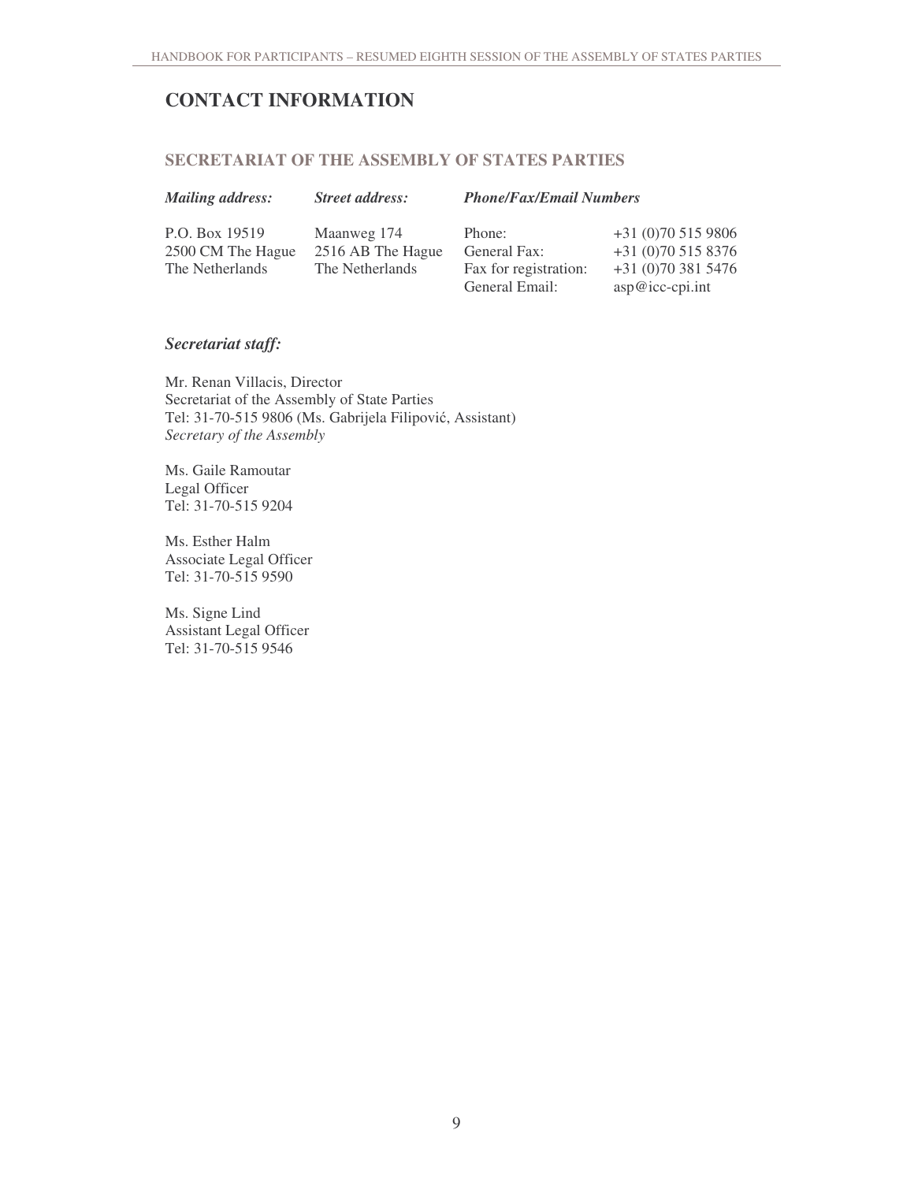# CONTACT INFORMATION

## SECRETARIAT OF THE ASSEMBLY OF STATES PARTIES

| *Mailing address:* | *Street address:* | *Phone/Fax/Email Numbers* | |
|---|---|---|---|
| P.O. Box 19519 | Maanweg 174 | Phone: | +31 (0)70 515 9806 |
| 2500 CM The Hague | 2516 AB The Hague | General Fax: | +31 (0)70 515 8376 |
| The Netherlands | The Netherlands | Fax for registration: | +31 (0)70 381 5476 |
| | | General Email: | asp@icc-cpi.int |

### *Secretariat staff:*

Mr. Renan Villacis, Director
Secretariat of the Assembly of State Parties
Tel: 31-70-515 9806 (Ms. Gabrijela Filipović, Assistant)
*Secretary of the Assembly*

Ms. Gaile Ramoutar
Legal Officer
Tel: 31-70-515 9204

Ms. Esther Halm
Associate Legal Officer
Tel: 31-70-515 9590

Ms. Signe Lind
Assistant Legal Officer
Tel: 31-70-515 9546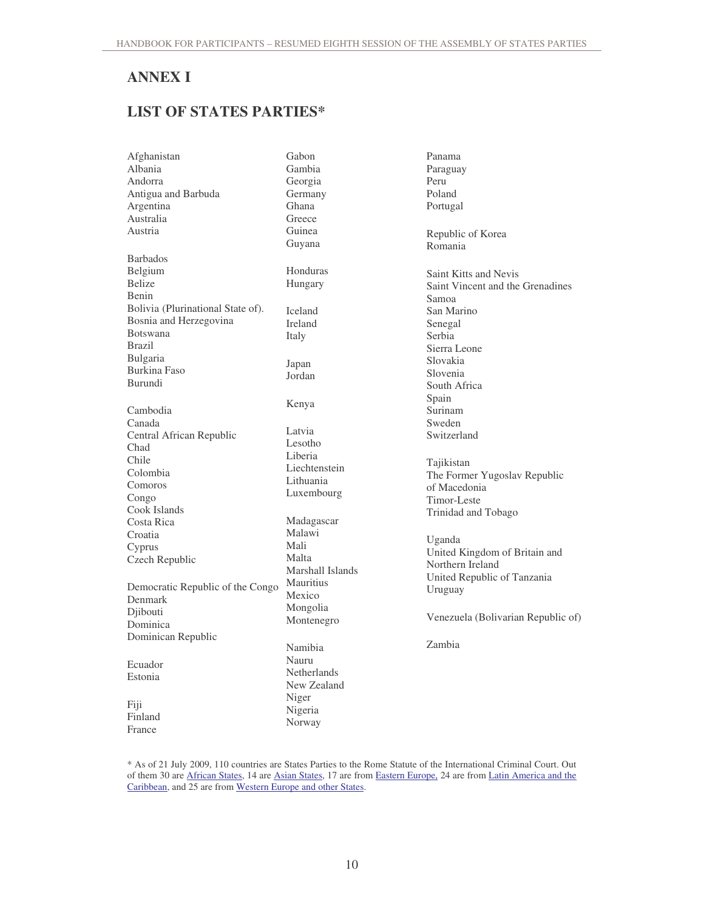# ANNEX I

## LIST OF STATES PARTIES*

Afghanistan
Albania
Andorra
Antigua and Barbuda
Argentina
Australia
Austria

Barbados
Belgium
Belize
Benin
Bolivia (Plurinational State of).
Bosnia and Herzegovina
Botswana
Brazil
Bulgaria
Burkina Faso
Burundi

Cambodia
Canada
Central African Republic
Chad
Chile
Colombia
Comoros
Congo
Cook Islands
Costa Rica
Croatia
Cyprus
Czech Republic

Democratic Republic of the Congo
Denmark
Djibouti
Dominica
Dominican Republic

Ecuador
Estonia

Fiji
Finland
France

Gabon
Gambia
Georgia
Germany
Ghana
Greece
Guinea
Guyana

Honduras
Hungary

Iceland
Ireland
Italy

Japan
Jordan

Kenya

Latvia
Lesotho
Liberia
Liechtenstein
Lithuania
Luxembourg

Madagascar
Malawi
Mali
Malta
Marshall Islands
Mauritius
Mexico
Mongolia
Montenegro

Namibia
Nauru
Netherlands
New Zealand
Niger
Nigeria
Norway

Panama
Paraguay
Peru
Poland
Portugal

Republic of Korea
Romania

Saint Kitts and Nevis
Saint Vincent and the Grenadines
Samoa
San Marino
Senegal
Serbia
Sierra Leone
Slovakia
Slovenia
South Africa
Spain
Surinam
Sweden
Switzerland

Tajikistan
The Former Yugoslav Republic of Macedonia
Timor-Leste
Trinidad and Tobago

Uganda
United Kingdom of Britain and Northern Ireland
United Republic of Tanzania
Uruguay

Venezuela (Bolivarian Republic of)

Zambia

* As of 21 July 2009, 110 countries are States Parties to the Rome Statute of the International Criminal Court. Out of them 30 are African States, 14 are Asian States, 17 are from Eastern Europe, 24 are from Latin America and the Caribbean, and 25 are from Western Europe and other States.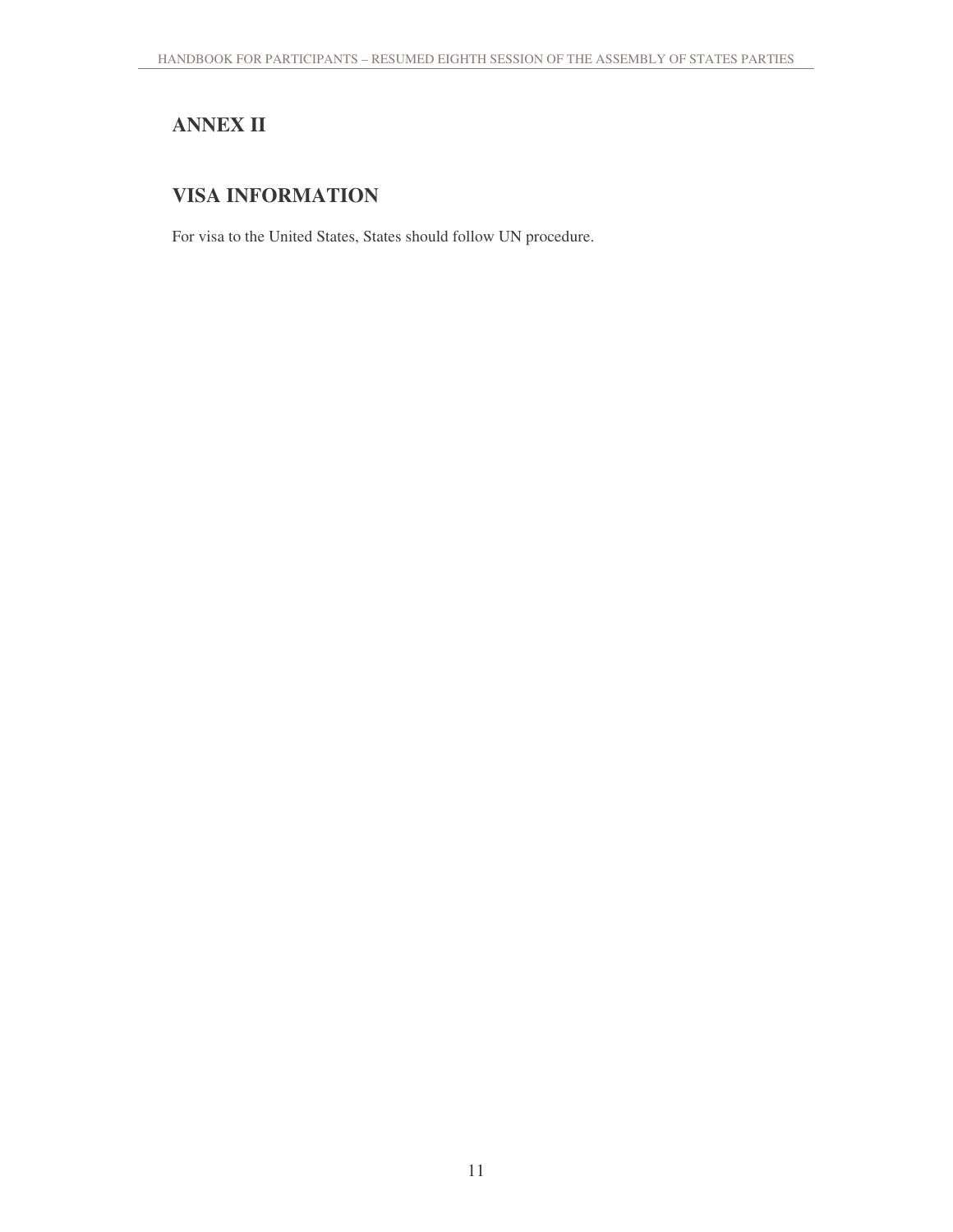# ANNEX II

## VISA INFORMATION

For visa to the United States, States should follow UN procedure.